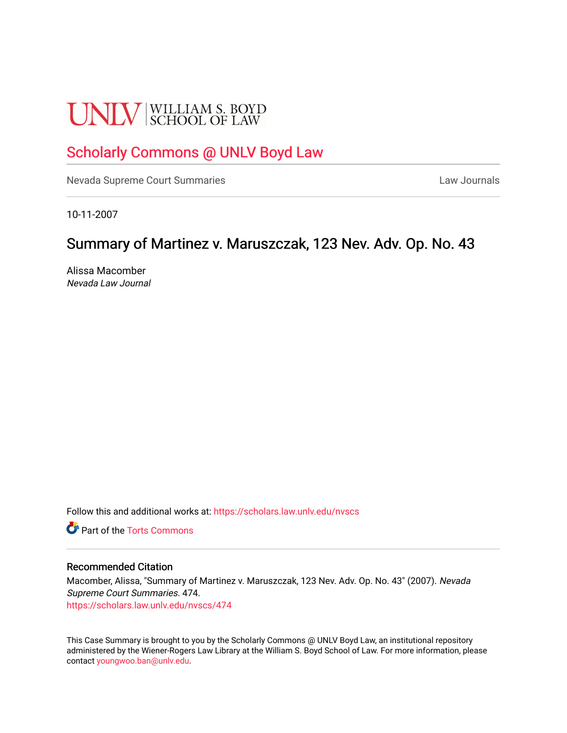UNLV | WILLIAM S. BOYD SCHOOL OF LAW

# Scholarly Commons @ UNLV Boyd Law

Nevada Supreme Court Summaries

Law Journals

10-11-2007

## Summary of Martinez v. Maruszczak, 123 Nev. Adv. Op. No. 43

Alissa Macomber
*Nevada Law Journal*

Follow this and additional works at: https://scholars.law.unlv.edu/nvscs

Part of the Torts Commons

### Recommended Citation

Macomber, Alissa, "Summary of Martinez v. Maruszczak, 123 Nev. Adv. Op. No. 43" (2007). *Nevada Supreme Court Summaries*. 474.
https://scholars.law.unlv.edu/nvscs/474

This Case Summary is brought to you by the Scholarly Commons @ UNLV Boyd Law, an institutional repository administered by the Wiener-Rogers Law Library at the William S. Boyd School of Law. For more information, please contact youngwoo.ban@unlv.edu.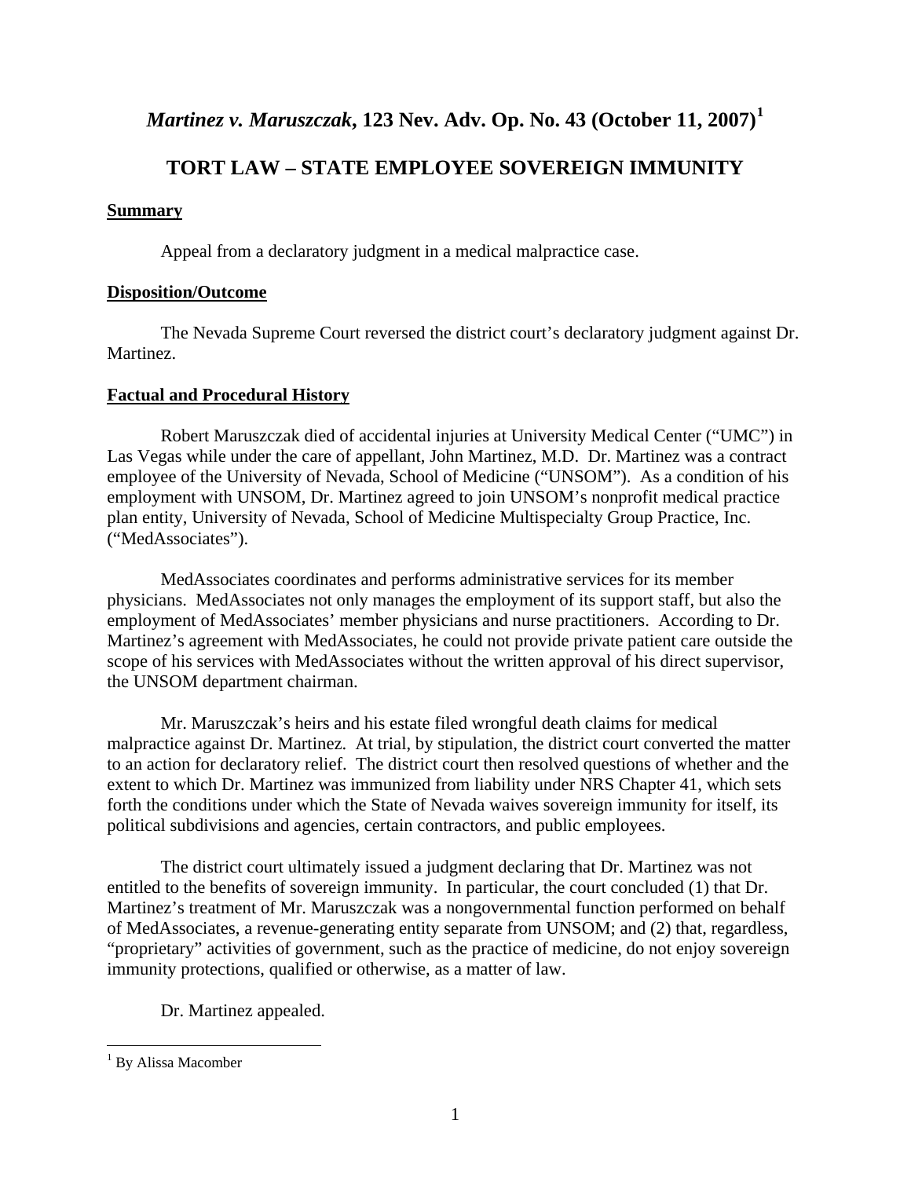# *Martinez v. Maruszczak*, 123 Nev. Adv. Op. No. 43 (October 11, 2007)[1]

## TORT LAW – STATE EMPLOYEE SOVEREIGN IMMUNITY

### Summary

Appeal from a declaratory judgment in a medical malpractice case.

### Disposition/Outcome

The Nevada Supreme Court reversed the district court's declaratory judgment against Dr. Martinez.

### Factual and Procedural History

Robert Maruszczak died of accidental injuries at University Medical Center ("UMC") in Las Vegas while under the care of appellant, John Martinez, M.D. Dr. Martinez was a contract employee of the University of Nevada, School of Medicine ("UNSOM"). As a condition of his employment with UNSOM, Dr. Martinez agreed to join UNSOM's nonprofit medical practice plan entity, University of Nevada, School of Medicine Multispecialty Group Practice, Inc. ("MedAssociates").

MedAssociates coordinates and performs administrative services for its member physicians. MedAssociates not only manages the employment of its support staff, but also the employment of MedAssociates' member physicians and nurse practitioners. According to Dr. Martinez's agreement with MedAssociates, he could not provide private patient care outside the scope of his services with MedAssociates without the written approval of his direct supervisor, the UNSOM department chairman.

Mr. Maruszczak's heirs and his estate filed wrongful death claims for medical malpractice against Dr. Martinez. At trial, by stipulation, the district court converted the matter to an action for declaratory relief. The district court then resolved questions of whether and the extent to which Dr. Martinez was immunized from liability under NRS Chapter 41, which sets forth the conditions under which the State of Nevada waives sovereign immunity for itself, its political subdivisions and agencies, certain contractors, and public employees.

The district court ultimately issued a judgment declaring that Dr. Martinez was not entitled to the benefits of sovereign immunity. In particular, the court concluded (1) that Dr. Martinez's treatment of Mr. Maruszczak was a nongovernmental function performed on behalf of MedAssociates, a revenue-generating entity separate from UNSOM; and (2) that, regardless, "proprietary" activities of government, such as the practice of medicine, do not enjoy sovereign immunity protections, qualified or otherwise, as a matter of law.

Dr. Martinez appealed.

---

[1] By Alissa Macomber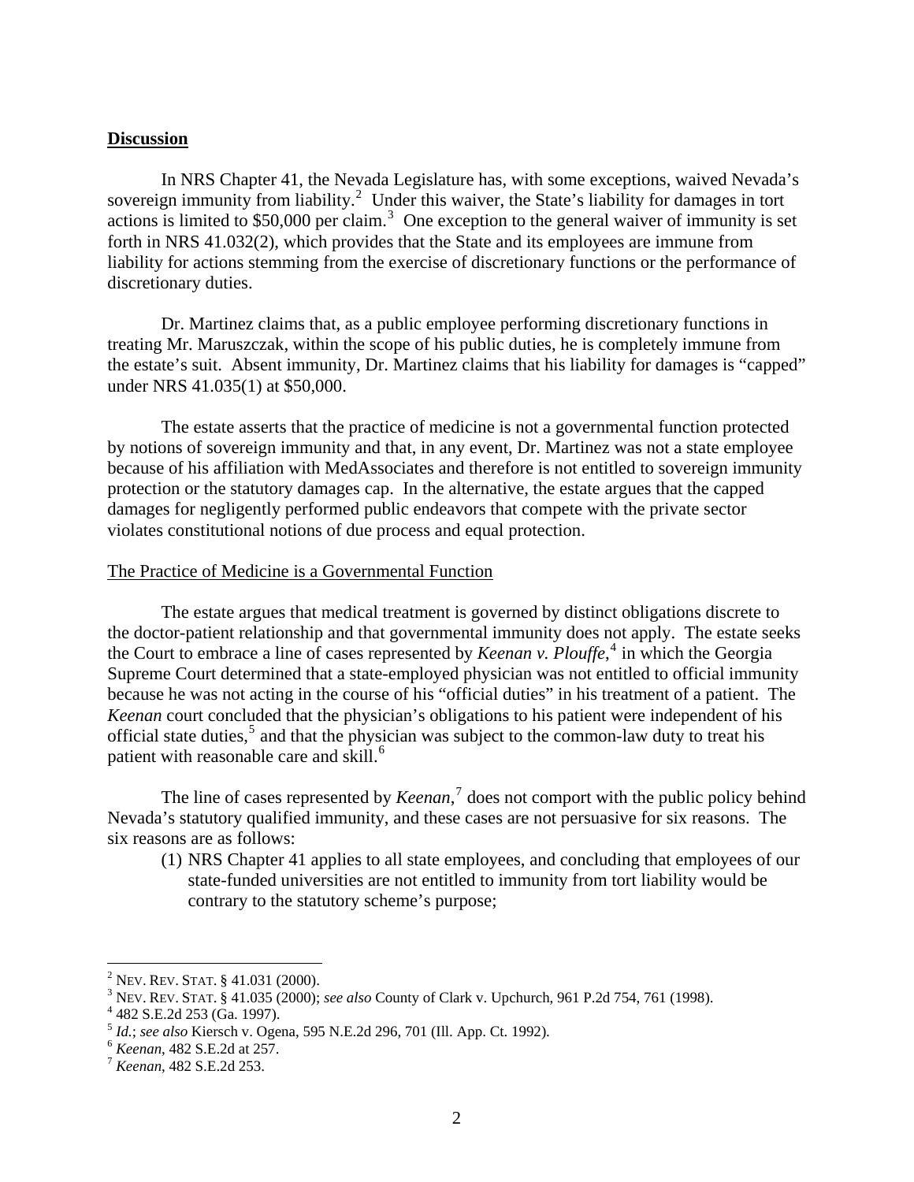**Discussion**

In NRS Chapter 41, the Nevada Legislature has, with some exceptions, waived Nevada's sovereign immunity from liability.[2] Under this waiver, the State's liability for damages in tort actions is limited to $50,000 per claim.[3] One exception to the general waiver of immunity is set forth in NRS 41.032(2), which provides that the State and its employees are immune from liability for actions stemming from the exercise of discretionary functions or the performance of discretionary duties.

Dr. Martinez claims that, as a public employee performing discretionary functions in treating Mr. Maruszczak, within the scope of his public duties, he is completely immune from the estate's suit. Absent immunity, Dr. Martinez claims that his liability for damages is "capped" under NRS 41.035(1) at $50,000.

The estate asserts that the practice of medicine is not a governmental function protected by notions of sovereign immunity and that, in any event, Dr. Martinez was not a state employee because of his affiliation with MedAssociates and therefore is not entitled to sovereign immunity protection or the statutory damages cap. In the alternative, the estate argues that the capped damages for negligently performed public endeavors that compete with the private sector violates constitutional notions of due process and equal protection.

The Practice of Medicine is a Governmental Function

The estate argues that medical treatment is governed by distinct obligations discrete to the doctor-patient relationship and that governmental immunity does not apply. The estate seeks the Court to embrace a line of cases represented by *Keenan v. Plouffe*,[4] in which the Georgia Supreme Court determined that a state-employed physician was not entitled to official immunity because he was not acting in the course of his "official duties" in his treatment of a patient. The *Keenan* court concluded that the physician's obligations to his patient were independent of his official state duties,[5] and that the physician was subject to the common-law duty to treat his patient with reasonable care and skill.[6]

The line of cases represented by *Keenan*,[7] does not comport with the public policy behind Nevada's statutory qualified immunity, and these cases are not persuasive for six reasons. The six reasons are as follows:

(1) NRS Chapter 41 applies to all state employees, and concluding that employees of our state-funded universities are not entitled to immunity from tort liability would be contrary to the statutory scheme's purpose;

---

[2] NEV. REV. STAT. § 41.031 (2000).

[3] NEV. REV. STAT. § 41.035 (2000); *see also* County of Clark v. Upchurch, 961 P.2d 754, 761 (1998).

[4] 482 S.E.2d 253 (Ga. 1997).

[5] *Id.*; *see also* Kiersch v. Ogena, 595 N.E.2d 296, 701 (Ill. App. Ct. 1992).

[6] *Keenan*, 482 S.E.2d at 257.

[7] *Keenan*, 482 S.E.2d 253.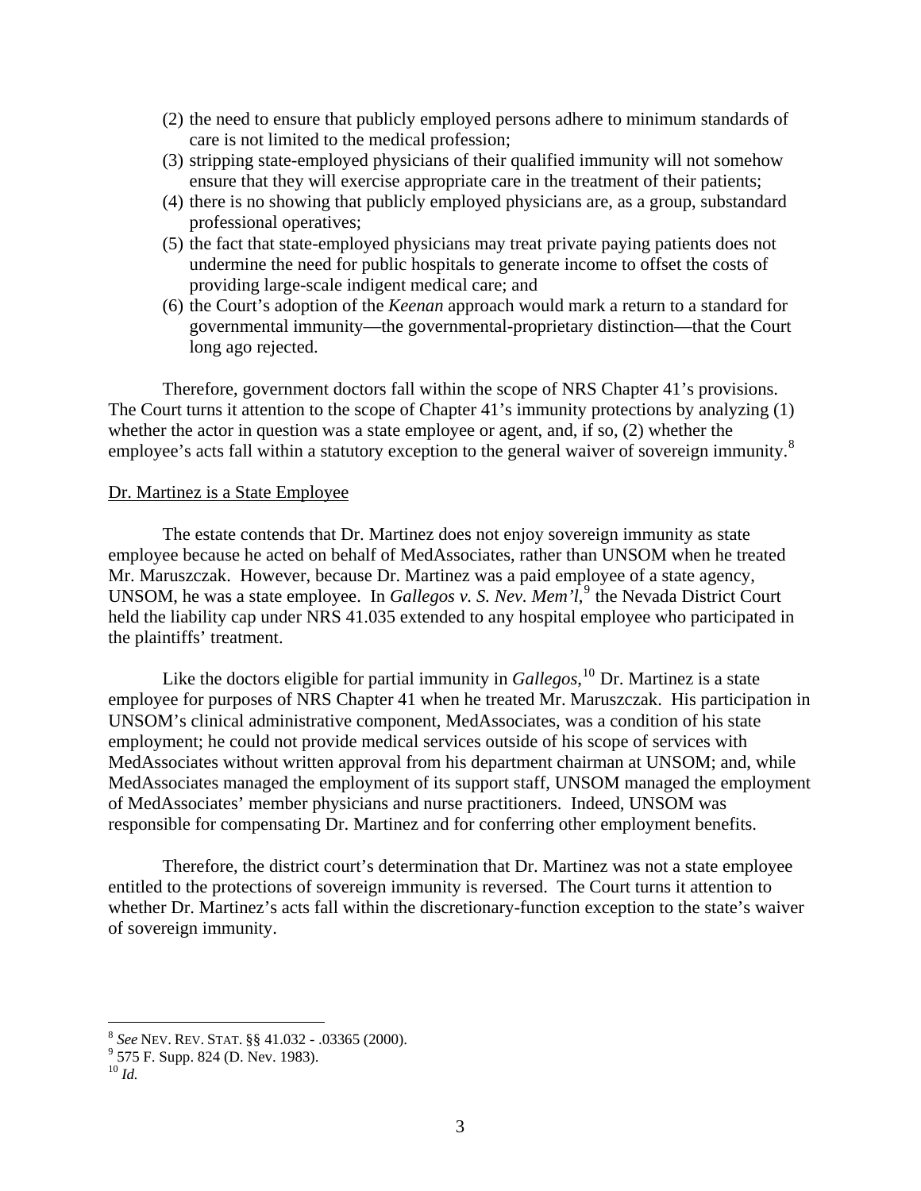(2) the need to ensure that publicly employed persons adhere to minimum standards of care is not limited to the medical profession;
(3) stripping state-employed physicians of their qualified immunity will not somehow ensure that they will exercise appropriate care in the treatment of their patients;
(4) there is no showing that publicly employed physicians are, as a group, substandard professional operatives;
(5) the fact that state-employed physicians may treat private paying patients does not undermine the need for public hospitals to generate income to offset the costs of providing large-scale indigent medical care; and
(6) the Court's adoption of the *Keenan* approach would mark a return to a standard for governmental immunity—the governmental-proprietary distinction—that the Court long ago rejected.

Therefore, government doctors fall within the scope of NRS Chapter 41's provisions. The Court turns it attention to the scope of Chapter 41's immunity protections by analyzing (1) whether the actor in question was a state employee or agent, and, if so, (2) whether the employee's acts fall within a statutory exception to the general waiver of sovereign immunity.[8]

Dr. Martinez is a State Employee

The estate contends that Dr. Martinez does not enjoy sovereign immunity as state employee because he acted on behalf of MedAssociates, rather than UNSOM when he treated Mr. Maruszczak. However, because Dr. Martinez was a paid employee of a state agency, UNSOM, he was a state employee. In *Gallegos v. S. Nev. Mem'l*,[9] the Nevada District Court held the liability cap under NRS 41.035 extended to any hospital employee who participated in the plaintiffs' treatment.

Like the doctors eligible for partial immunity in *Gallegos*,[10] Dr. Martinez is a state employee for purposes of NRS Chapter 41 when he treated Mr. Maruszczak. His participation in UNSOM's clinical administrative component, MedAssociates, was a condition of his state employment; he could not provide medical services outside of his scope of services with MedAssociates without written approval from his department chairman at UNSOM; and, while MedAssociates managed the employment of its support staff, UNSOM managed the employment of MedAssociates' member physicians and nurse practitioners. Indeed, UNSOM was responsible for compensating Dr. Martinez and for conferring other employment benefits.

Therefore, the district court's determination that Dr. Martinez was not a state employee entitled to the protections of sovereign immunity is reversed. The Court turns it attention to whether Dr. Martinez's acts fall within the discretionary-function exception to the state's waiver of sovereign immunity.

[8] *See* NEV. REV. STAT. §§ 41.032 - .03365 (2000).
[9] 575 F. Supp. 824 (D. Nev. 1983).
[10] *Id.*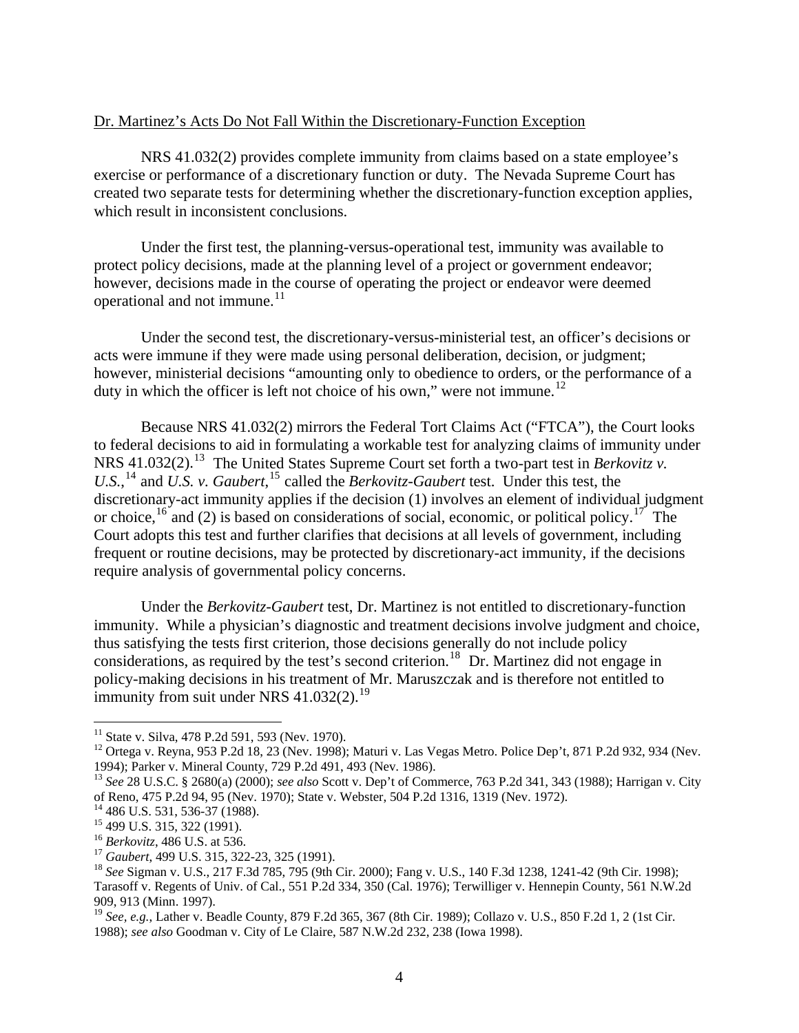Dr. Martinez's Acts Do Not Fall Within the Discretionary-Function Exception

NRS 41.032(2) provides complete immunity from claims based on a state employee's exercise or performance of a discretionary function or duty. The Nevada Supreme Court has created two separate tests for determining whether the discretionary-function exception applies, which result in inconsistent conclusions.

Under the first test, the planning-versus-operational test, immunity was available to protect policy decisions, made at the planning level of a project or government endeavor; however, decisions made in the course of operating the project or endeavor were deemed operational and not immune.[11]

Under the second test, the discretionary-versus-ministerial test, an officer's decisions or acts were immune if they were made using personal deliberation, decision, or judgment; however, ministerial decisions "amounting only to obedience to orders, or the performance of a duty in which the officer is left not choice of his own," were not immune.[12]

Because NRS 41.032(2) mirrors the Federal Tort Claims Act ("FTCA"), the Court looks to federal decisions to aid in formulating a workable test for analyzing claims of immunity under NRS 41.032(2).[13] The United States Supreme Court set forth a two-part test in *Berkovitz v. U.S.*,[14] and *U.S. v. Gaubert*,[15] called the *Berkovitz-Gaubert* test. Under this test, the discretionary-act immunity applies if the decision (1) involves an element of individual judgment or choice,[16] and (2) is based on considerations of social, economic, or political policy.[17] The Court adopts this test and further clarifies that decisions at all levels of government, including frequent or routine decisions, may be protected by discretionary-act immunity, if the decisions require analysis of governmental policy concerns.

Under the *Berkovitz-Gaubert* test, Dr. Martinez is not entitled to discretionary-function immunity. While a physician's diagnostic and treatment decisions involve judgment and choice, thus satisfying the tests first criterion, those decisions generally do not include policy considerations, as required by the test's second criterion.[18] Dr. Martinez did not engage in policy-making decisions in his treatment of Mr. Maruszczak and is therefore not entitled to immunity from suit under NRS 41.032(2).[19]

---

[11] State v. Silva, 478 P.2d 591, 593 (Nev. 1970).

[12] Ortega v. Reyna, 953 P.2d 18, 23 (Nev. 1998); Maturi v. Las Vegas Metro. Police Dep't, 871 P.2d 932, 934 (Nev. 1994); Parker v. Mineral County, 729 P.2d 491, 493 (Nev. 1986).

[13] *See* 28 U.S.C. § 2680(a) (2000); *see also* Scott v. Dep't of Commerce, 763 P.2d 341, 343 (1988); Harrigan v. City of Reno, 475 P.2d 94, 95 (Nev. 1970); State v. Webster, 504 P.2d 1316, 1319 (Nev. 1972).

[14] 486 U.S. 531, 536-37 (1988).

[15] 499 U.S. 315, 322 (1991).

[16] *Berkovitz*, 486 U.S. at 536.

[17] *Gaubert*, 499 U.S. 315, 322-23, 325 (1991).

[18] *See* Sigman v. U.S., 217 F.3d 785, 795 (9th Cir. 2000); Fang v. U.S., 140 F.3d 1238, 1241-42 (9th Cir. 1998); Tarasoff v. Regents of Univ. of Cal., 551 P.2d 334, 350 (Cal. 1976); Terwilliger v. Hennepin County, 561 N.W.2d 909, 913 (Minn. 1997).

[19] *See, e.g.,* Lather v. Beadle County, 879 F.2d 365, 367 (8th Cir. 1989); Collazo v. U.S., 850 F.2d 1, 2 (1st Cir. 1988); *see also* Goodman v. City of Le Claire, 587 N.W.2d 232, 238 (Iowa 1998).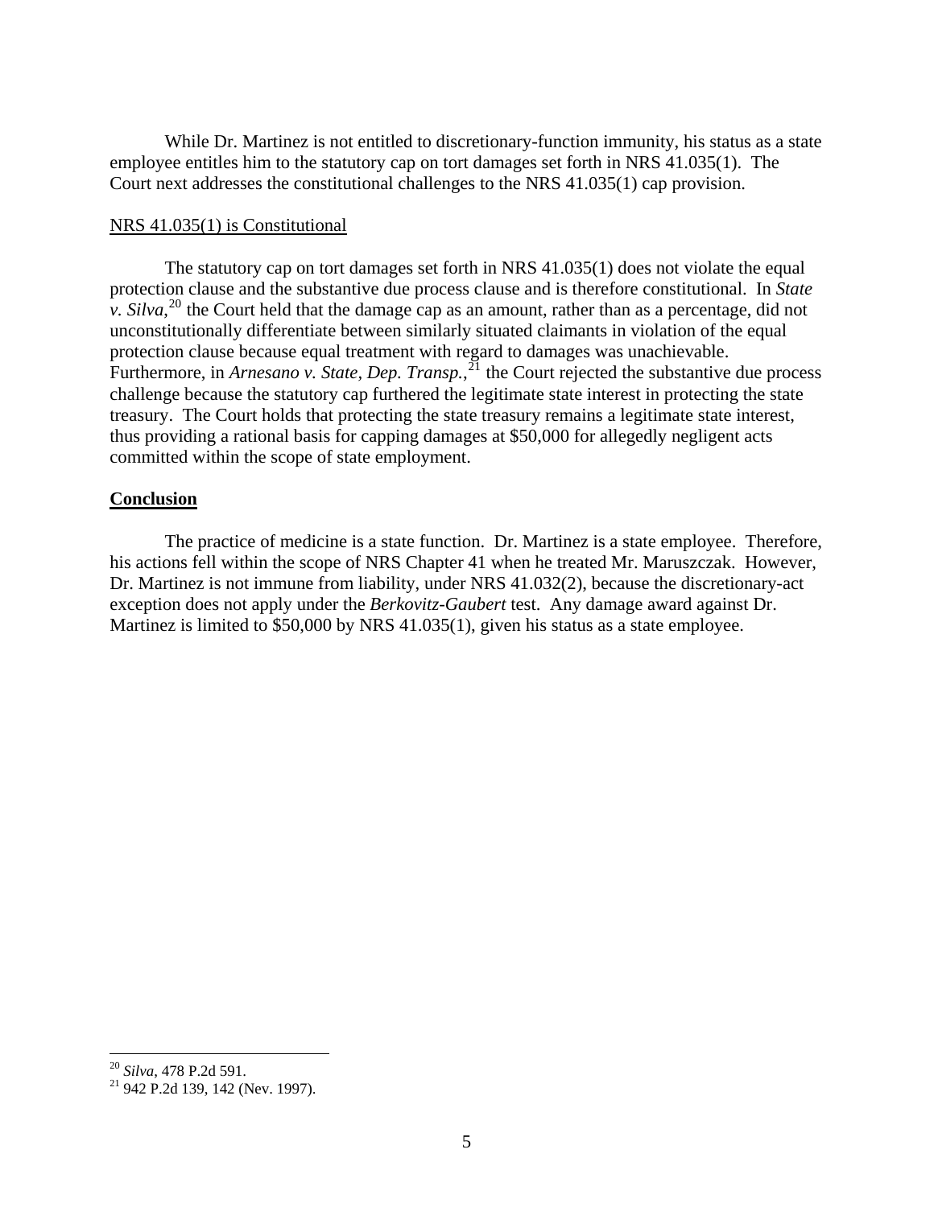While Dr. Martinez is not entitled to discretionary-function immunity, his status as a state employee entitles him to the statutory cap on tort damages set forth in NRS 41.035(1). The Court next addresses the constitutional challenges to the NRS 41.035(1) cap provision.

<u>NRS 41.035(1) is Constitutional</u>

The statutory cap on tort damages set forth in NRS 41.035(1) does not violate the equal protection clause and the substantive due process clause and is therefore constitutional. In *State v. Silva*,[20] the Court held that the damage cap as an amount, rather than as a percentage, did not unconstitutionally differentiate between similarly situated claimants in violation of the equal protection clause because equal treatment with regard to damages was unachievable. Furthermore, in *Arnesano v. State, Dep. Transp.*,[21] the Court rejected the substantive due process challenge because the statutory cap furthered the legitimate state interest in protecting the state treasury. The Court holds that protecting the state treasury remains a legitimate state interest, thus providing a rational basis for capping damages at $50,000 for allegedly negligent acts committed within the scope of state employment.

## Conclusion

The practice of medicine is a state function. Dr. Martinez is a state employee. Therefore, his actions fell within the scope of NRS Chapter 41 when he treated Mr. Maruszczak. However, Dr. Martinez is not immune from liability, under NRS 41.032(2), because the discretionary-act exception does not apply under the *Berkovitz-Gaubert* test. Any damage award against Dr. Martinez is limited to $50,000 by NRS 41.035(1), given his status as a state employee.

---

[20] *Silva*, 478 P.2d 591.

[21] 942 P.2d 139, 142 (Nev. 1997).